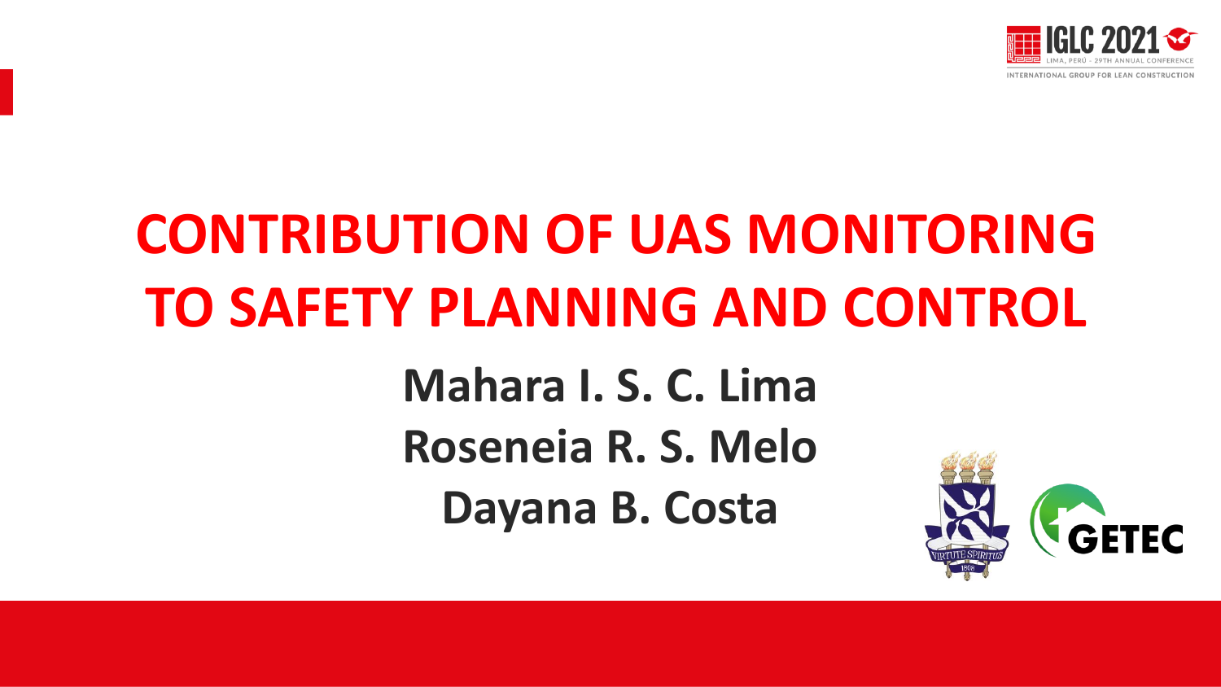# CONTRIBUTION OF UAS MONITORING TO SAFETY PLANNING AND CONTROL

**Mahara I. S. C. Lima**

**Roseneia R. S. Melo**

**Dayana B. Costa**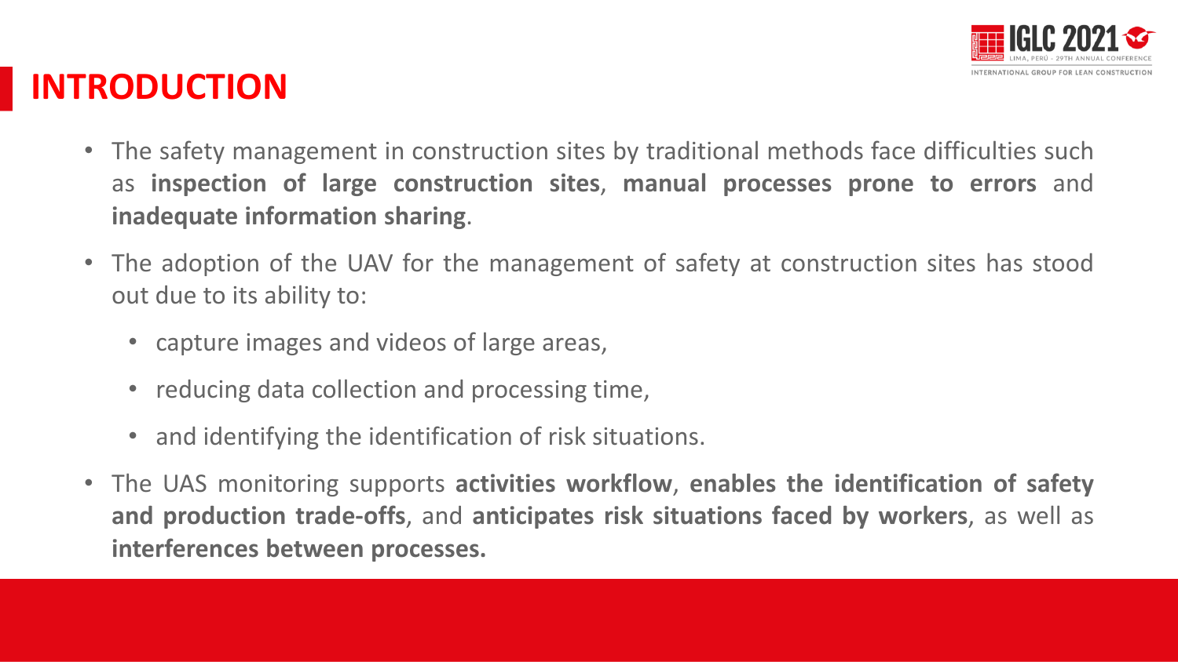# INTRODUCTION

- The safety management in construction sites by traditional methods face difficulties such as **inspection of large construction sites**, **manual processes prone to errors** and **inadequate information sharing**.
- The adoption of the UAV for the management of safety at construction sites has stood out due to its ability to:
  - capture images and videos of large areas,
  - reducing data collection and processing time,
  - and identifying the identification of risk situations.
- The UAS monitoring supports **activities workflow**, **enables the identification of safety and production trade-offs**, and **anticipates risk situations faced by workers**, as well as **interferences between processes.**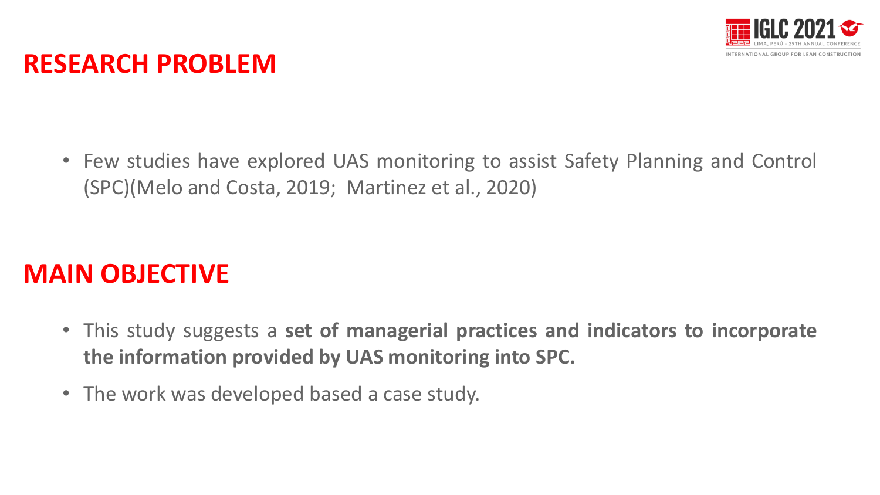# RESEARCH PROBLEM

- Few studies have explored UAS monitoring to assist Safety Planning and Control (SPC)(Melo and Costa, 2019; Martinez et al., 2020)

# MAIN OBJECTIVE

- This study suggests a **set of managerial practices and indicators to incorporate the information provided by UAS monitoring into SPC.**
- The work was developed based a case study.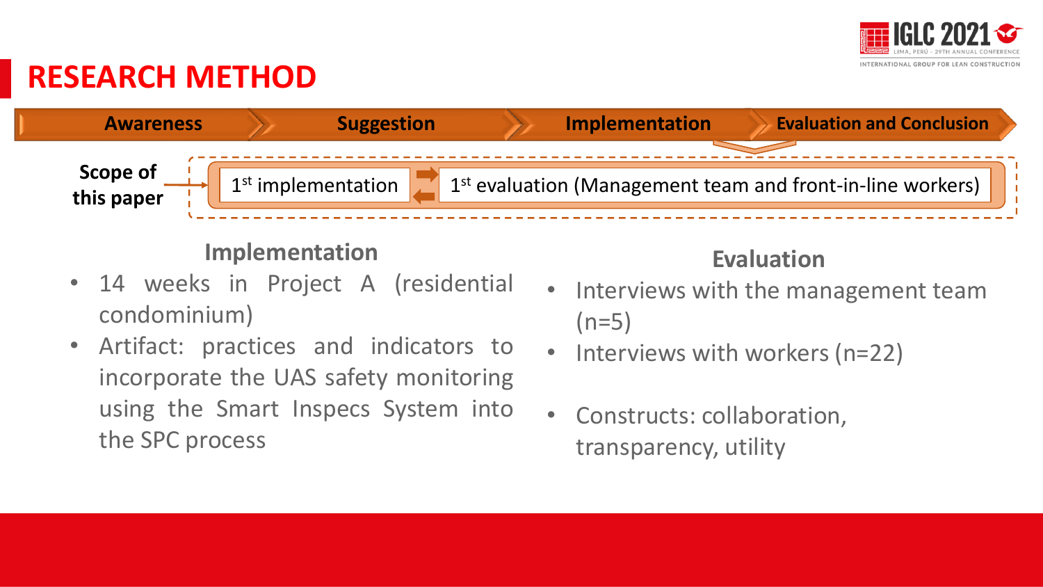# RESEARCH METHOD

Awareness → Suggestion → Implementation → Evaluation and Conclusion

**Scope of this paper** → 1st implementation ⇄ 1st evaluation (Management team and front-in-line workers)

## Implementation

- 14 weeks in Project A (residential condominium)
- Artifact: practices and indicators to incorporate the UAS safety monitoring using the Smart Inspecs System into the SPC process

## Evaluation

- Interviews with the management team (n=5)
- Interviews with workers (n=22)
- Constructs: collaboration, transparency, utility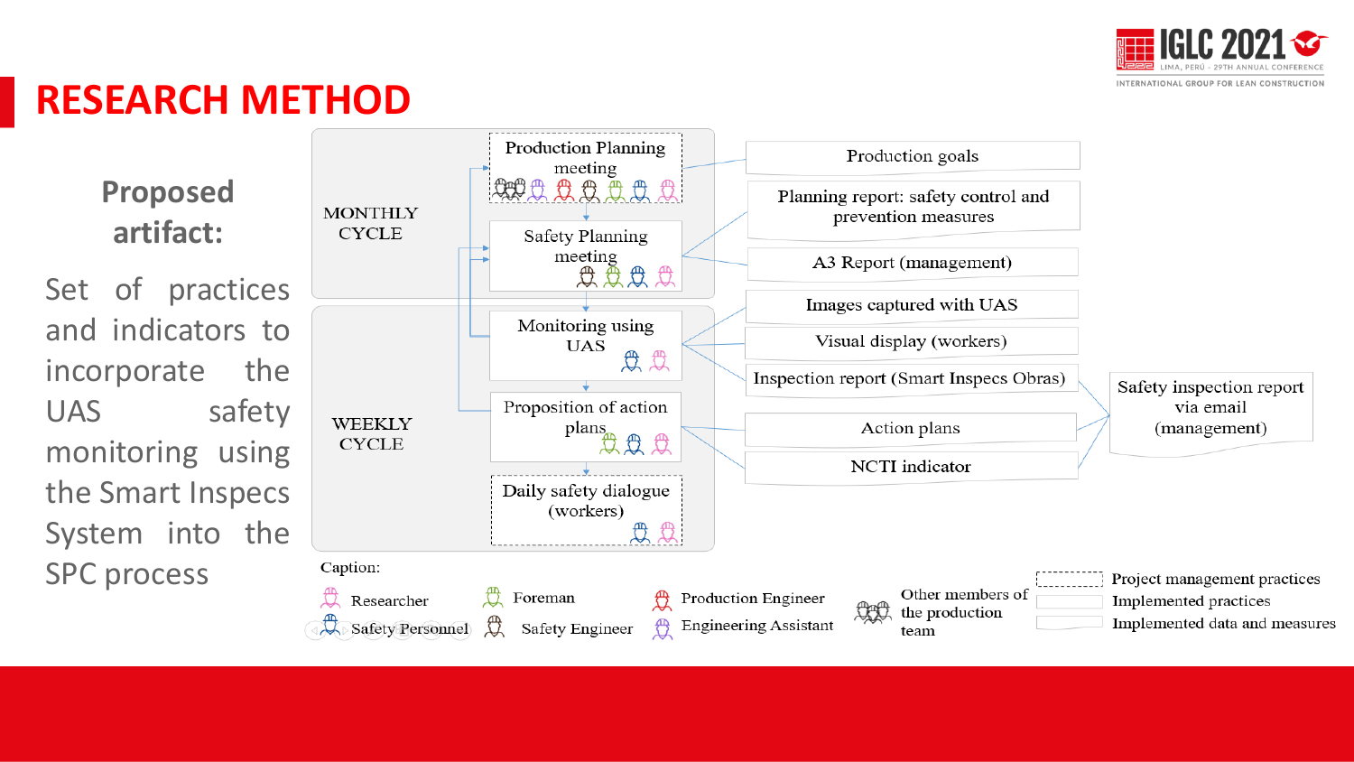# RESEARCH METHOD

**Proposed artifact:**

Set of practices and indicators to incorporate the UAS safety monitoring using the Smart Inspecs System into the SPC process

MONTHLY CYCLE

- Production Planning meeting
- Safety Planning meeting

WEEKLY CYCLE

- Monitoring using UAS
- Proposition of action plans
- Daily safety dialogue (workers)

Outputs:

- Production goals
- Planning report: safety control and prevention measures
- A3 Report (management)
- Images captured with UAS
- Visual display (workers)
- Inspection report (Smart Inspecs Obras)
- Action plans
- NCTI indicator
- Safety inspection report via email (management)

Caption:

- Researcher
- Foreman
- Production Engineer
- Other members of the production team
- Safety Personnel
- Safety Engineer
- Engineering Assistant
- Project management practices
- Implemented practices
- Implemented data and measures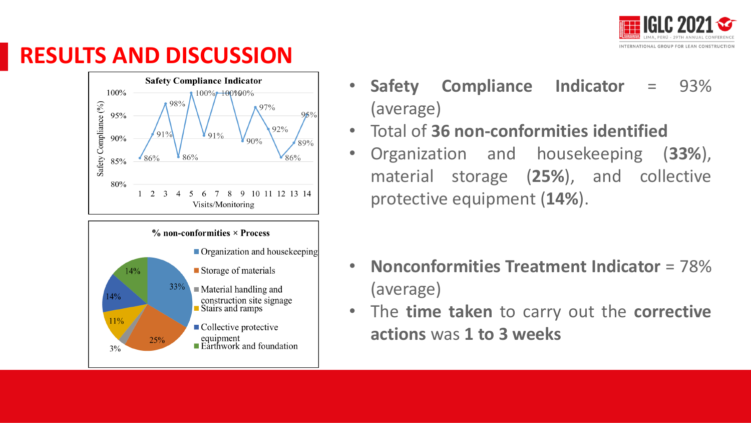# RESULTS AND DISCUSSION

**Safety Compliance Indicator**

| Visits/Monitoring | 1 | 2 | 3 | 4 | 5 | 6 | 7 | 8 | 9 | 10 | 11 | 12 | 13 | 14 |
|---|---|---|---|---|---|---|---|---|---|---|---|---|---|---|
| Safety Compliance (%) | 86% | 91% | 98% | 86% | 100% | 91% | 100% | 100% | 90% | 97% | 92% | 86% | 89% | 95% |

**% non-conformities × Process**

| Process | % |
|---|---|
| Organization and housekeeping | 33% |
| Storage of materials | 25% |
| Material handling and construction site signage | 3% |
| Stairs and ramps | 11% |
| Collective protective equipment | 14% |
| Earthwork and foundation | 14% |

- **Safety Compliance Indicator** = 93% (average)
- Total of **36 non-conformities identified**
- Organization and housekeeping (**33%**), material storage (**25%**), and collective protective equipment (**14%**).

- **Nonconformities Treatment Indicator** = 78% (average)
- The **time taken** to carry out the **corrective actions** was **1 to 3 weeks**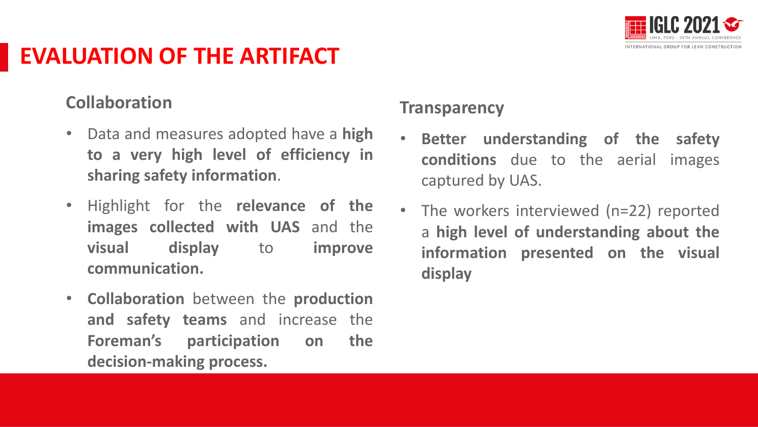# EVALUATION OF THE ARTIFACT

## Collaboration

- Data and measures adopted have a **high to a very high level of efficiency in sharing safety information**.
- Highlight for the **relevance of the images collected with UAS** and the **visual display** to **improve communication.**
- **Collaboration** between the **production and safety teams** and increase the **Foreman's participation on the decision-making process.**

## Transparency

- **Better understanding of the safety conditions** due to the aerial images captured by UAS.
- The workers interviewed (n=22) reported a **high level of understanding about the information presented on the visual display**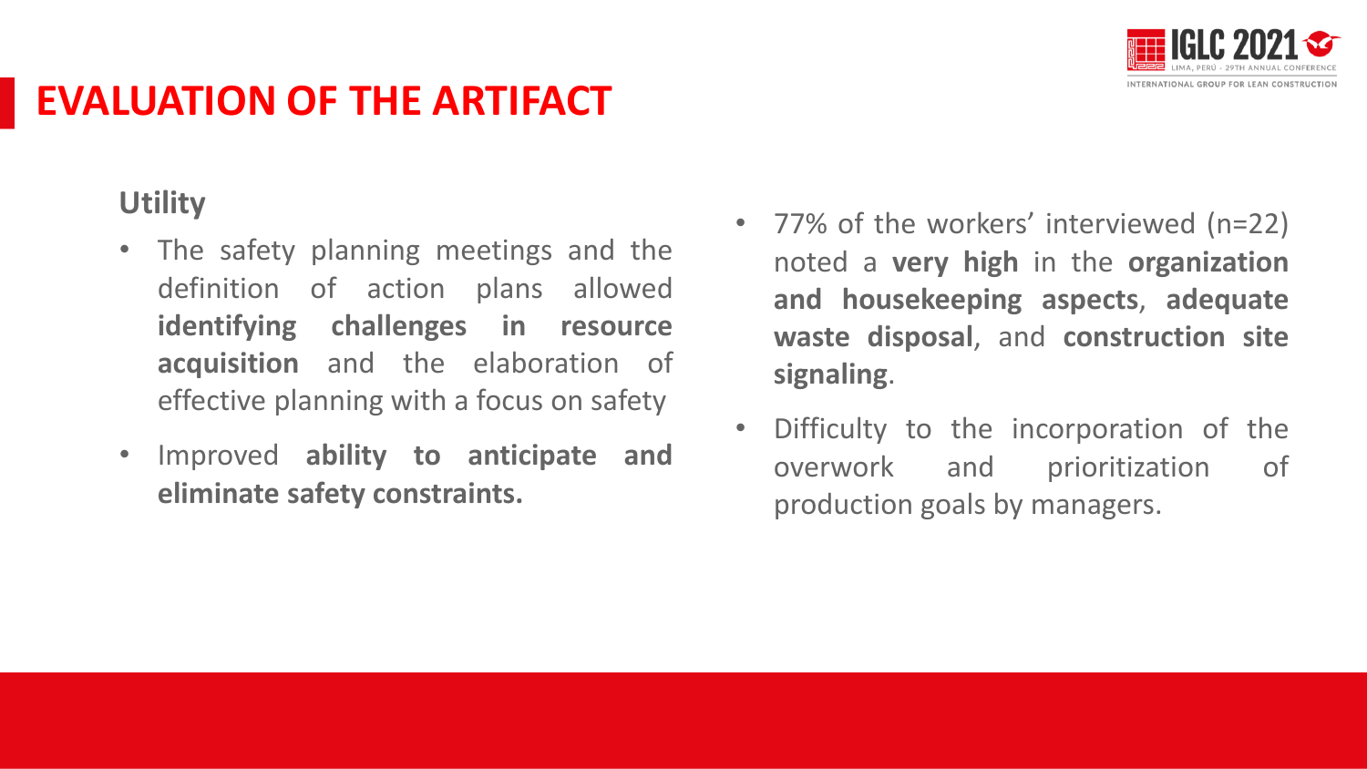# EVALUATION OF THE ARTIFACT

## Utility

- The safety planning meetings and the definition of action plans allowed **identifying challenges in resource acquisition** and the elaboration of effective planning with a focus on safety
- Improved **ability to anticipate and eliminate safety constraints.**
- 77% of the workers' interviewed (n=22) noted a **very high** in the **organization and housekeeping aspects**, **adequate waste disposal**, and **construction site signaling**.
- Difficulty to the incorporation of the overwork and prioritization of production goals by managers.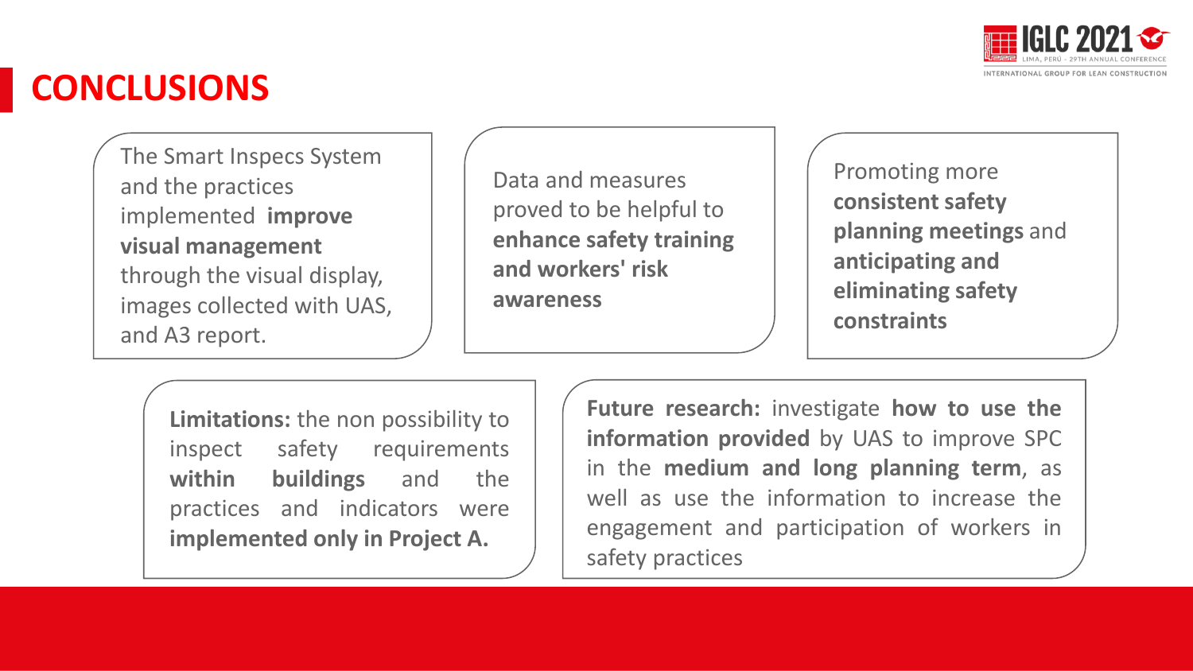# CONCLUSIONS

The Smart Inspecs System and the practices implemented **improve visual management** through the visual display, images collected with UAS, and A3 report.

Data and measures proved to be helpful to **enhance safety training and workers' risk awareness**

Promoting more **consistent safety planning meetings** and **anticipating and eliminating safety constraints**

**Limitations:** the non possibility to inspect safety requirements **within buildings** and the practices and indicators were **implemented only in Project A.**

**Future research:** investigate **how to use the information provided** by UAS to improve SPC in the **medium and long planning term**, as well as use the information to increase the engagement and participation of workers in safety practices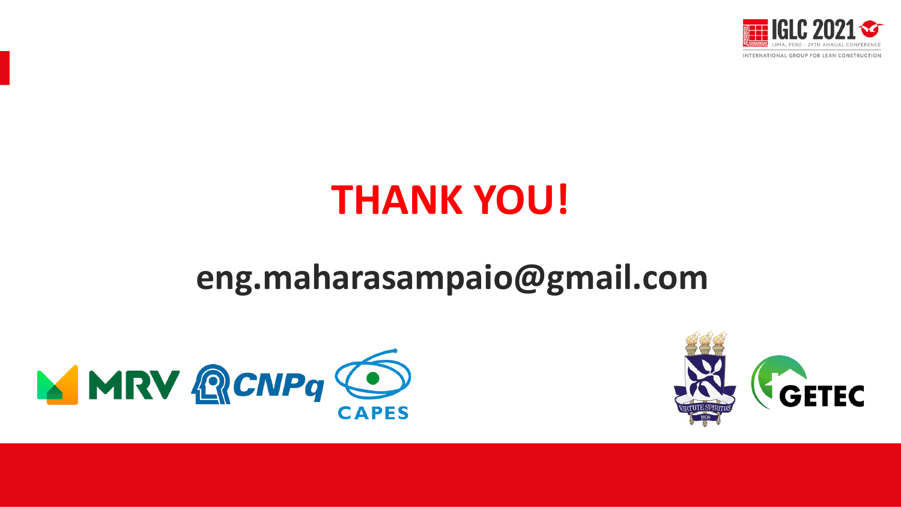# THANK YOU!

**eng.maharasampaio@gmail.com**